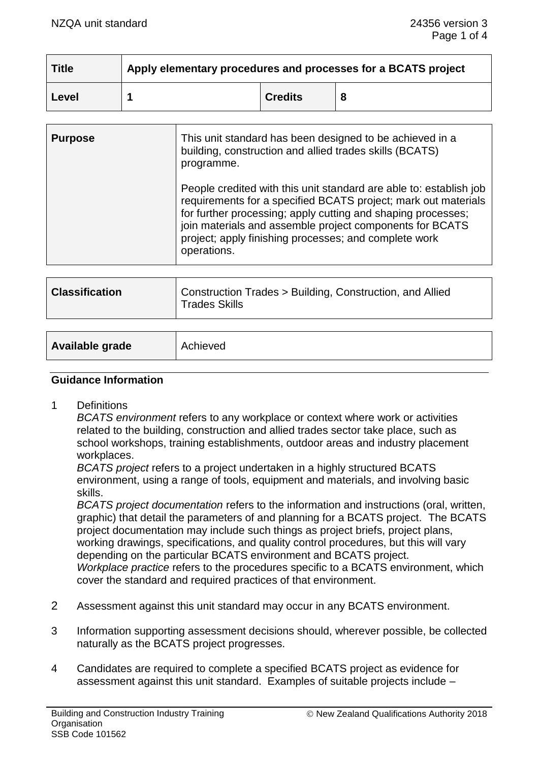| Title | Apply elementary procedures and processes for a BCATS project | | |
|---|---|---|---|
| **Level** | **1** | **Credits** | **8** |

| **Purpose** | This unit standard has been designed to be achieved in a building, construction and allied trades skills (BCATS) programme.<br><br>People credited with this unit standard are able to: establish job requirements for a specified BCATS project; mark out materials for further processing; apply cutting and shaping processes; join materials and assemble project components for BCATS project; apply finishing processes; and complete work operations. |
|---|---|

| **Classification** | Construction Trades > Building, Construction, and Allied Trades Skills |
|---|---|

| **Available grade** | Achieved |
|---|---|

## Guidance Information

1 Definitions

*BCATS environment* refers to any workplace or context where work or activities related to the building, construction and allied trades sector take place, such as school workshops, training establishments, outdoor areas and industry placement workplaces.

*BCATS project* refers to a project undertaken in a highly structured BCATS environment, using a range of tools, equipment and materials, and involving basic skills.

*BCATS project documentation* refers to the information and instructions (oral, written, graphic) that detail the parameters of and planning for a BCATS project. The BCATS project documentation may include such things as project briefs, project plans, working drawings, specifications, and quality control procedures, but this will vary depending on the particular BCATS environment and BCATS project.

*Workplace practice* refers to the procedures specific to a BCATS environment, which cover the standard and required practices of that environment.

2 Assessment against this unit standard may occur in any BCATS environment.

3 Information supporting assessment decisions should, wherever possible, be collected naturally as the BCATS project progresses.

4 Candidates are required to complete a specified BCATS project as evidence for assessment against this unit standard. Examples of suitable projects include –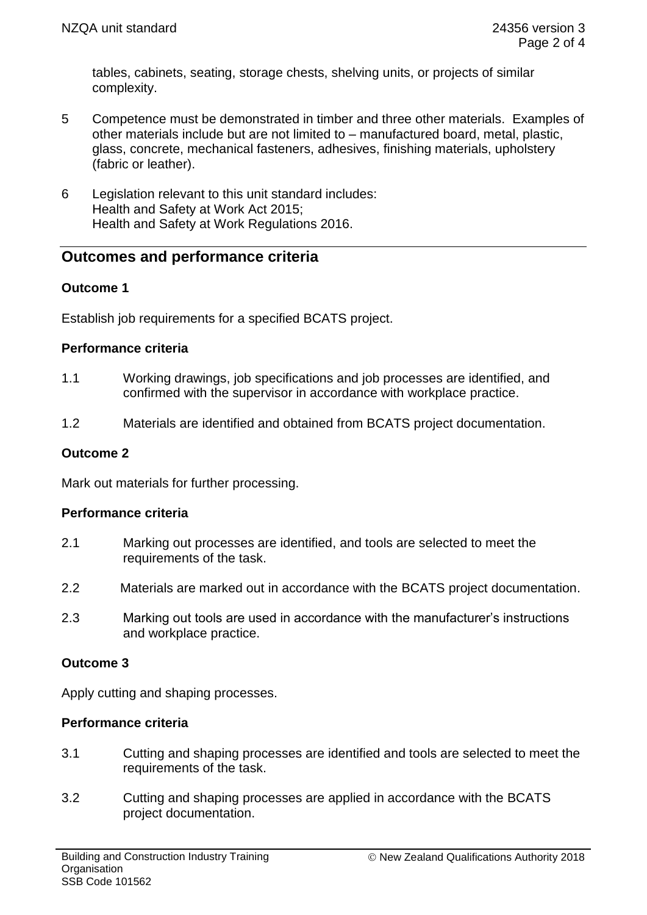tables, cabinets, seating, storage chests, shelving units, or projects of similar complexity.

5 Competence must be demonstrated in timber and three other materials. Examples of other materials include but are not limited to – manufactured board, metal, plastic, glass, concrete, mechanical fasteners, adhesives, finishing materials, upholstery (fabric or leather).

6 Legislation relevant to this unit standard includes:
Health and Safety at Work Act 2015;
Health and Safety at Work Regulations 2016.

## Outcomes and performance criteria

### Outcome 1

Establish job requirements for a specified BCATS project.

#### Performance criteria

1.1 Working drawings, job specifications and job processes are identified, and confirmed with the supervisor in accordance with workplace practice.

1.2 Materials are identified and obtained from BCATS project documentation.

### Outcome 2

Mark out materials for further processing.

#### Performance criteria

2.1 Marking out processes are identified, and tools are selected to meet the requirements of the task.

2.2 Materials are marked out in accordance with the BCATS project documentation.

2.3 Marking out tools are used in accordance with the manufacturer's instructions and workplace practice.

### Outcome 3

Apply cutting and shaping processes.

#### Performance criteria

3.1 Cutting and shaping processes are identified and tools are selected to meet the requirements of the task.

3.2 Cutting and shaping processes are applied in accordance with the BCATS project documentation.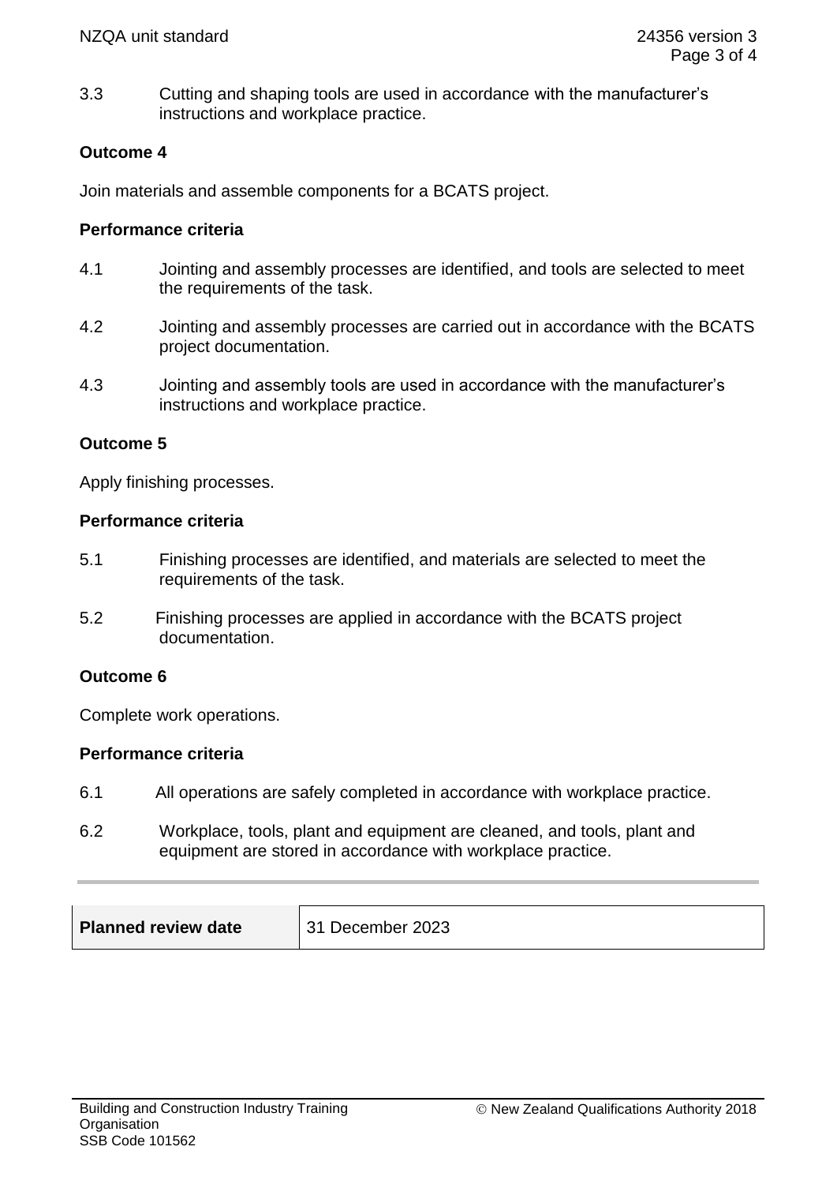3.3 Cutting and shaping tools are used in accordance with the manufacturer's instructions and workplace practice.

**Outcome 4**

Join materials and assemble components for a BCATS project.

**Performance criteria**

4.1 Jointing and assembly processes are identified, and tools are selected to meet the requirements of the task.

4.2 Jointing and assembly processes are carried out in accordance with the BCATS project documentation.

4.3 Jointing and assembly tools are used in accordance with the manufacturer's instructions and workplace practice.

**Outcome 5**

Apply finishing processes.

**Performance criteria**

5.1 Finishing processes are identified, and materials are selected to meet the requirements of the task.

5.2 Finishing processes are applied in accordance with the BCATS project documentation.

**Outcome 6**

Complete work operations.

**Performance criteria**

6.1 All operations are safely completed in accordance with workplace practice.

6.2 Workplace, tools, plant and equipment are cleaned, and tools, plant and equipment are stored in accordance with workplace practice.

| **Planned review date** | 31 December 2023 |
| --- | --- |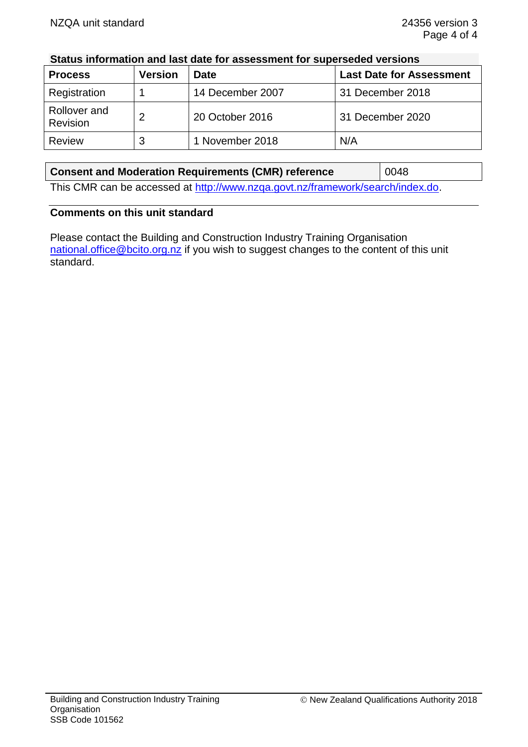**Status information and last date for assessment for superseded versions**

| Process | Version | Date | Last Date for Assessment |
|---|---|---|---|
| Registration | 1 | 14 December 2007 | 31 December 2018 |
| Rollover and Revision | 2 | 20 October 2016 | 31 December 2020 |
| Review | 3 | 1 November 2018 | N/A |

| Consent and Moderation Requirements (CMR) reference | 0048 |
|---|---|

This CMR can be accessed at http://www.nzqa.govt.nz/framework/search/index.do.

**Comments on this unit standard**

Please contact the Building and Construction Industry Training Organisation national.office@bcito.org.nz if you wish to suggest changes to the content of this unit standard.